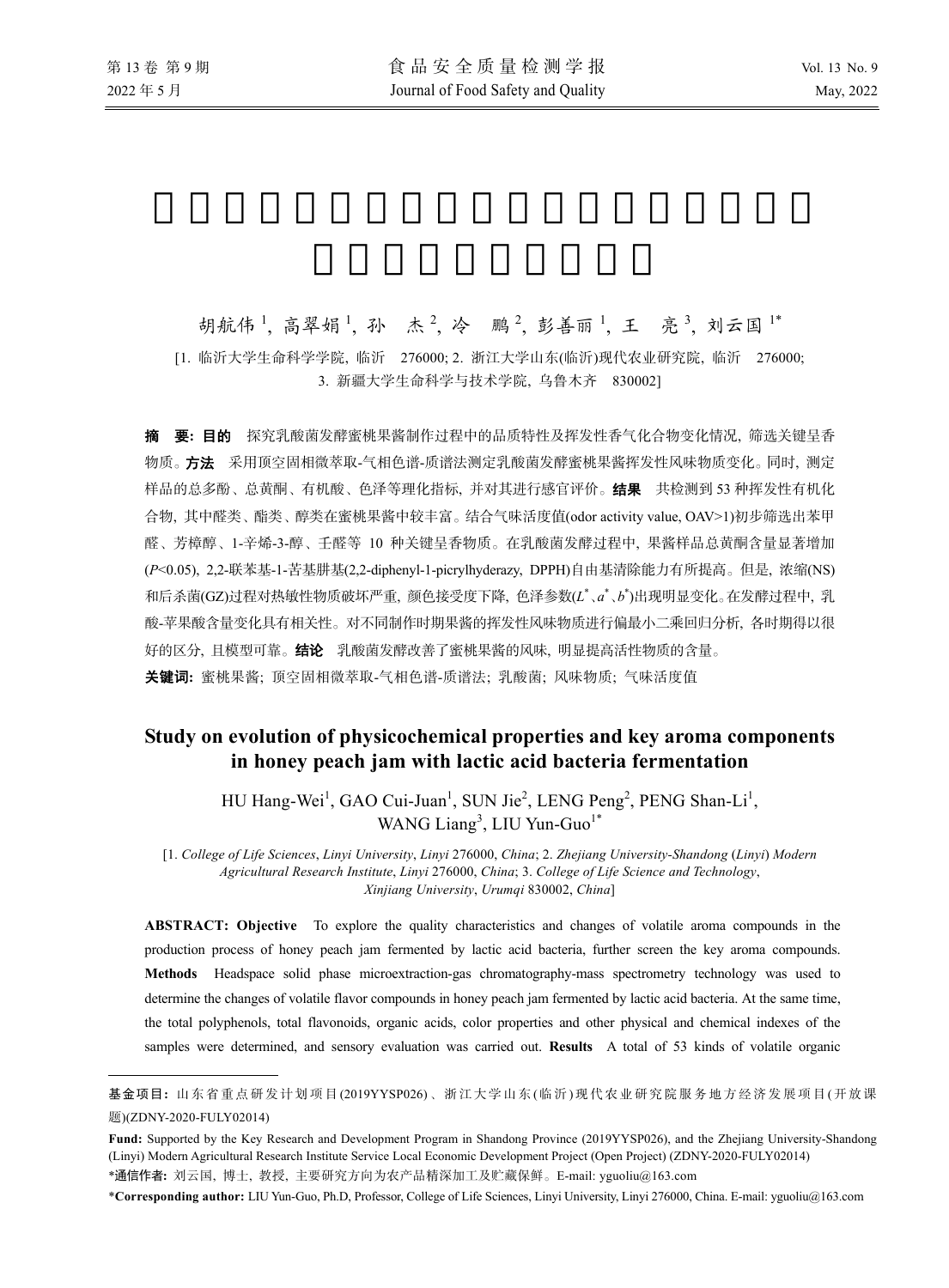胡航伟[1], 高翠娟[1], 孙 杰[2], 冷 鹏[2], 彭善丽[1], 王 亮[3], 刘云国[1*]

[1. 临沂大学生命科学学院, 临沂 276000; 2. 浙江大学山东(临沂)现代农业研究院, 临沂 276000; 3. 新疆大学生命科学与技术学院, 乌鲁木齐 830002]

**摘 要: 目的** 探究乳酸菌发酵蜜桃果酱制作过程中的品质特性及挥发性香气化合物变化情况, 筛选关键呈香物质。**方法** 采用顶空固相微萃取-气相色谱-质谱法测定乳酸菌发酵蜜桃果酱挥发性风味物质变化。同时, 测定样品的总多酚、总黄酮、有机酸、色泽等理化指标, 并对其进行感官评价。**结果** 共检测到 53 种挥发性有机化合物, 其中醛类、酯类、醇类在蜜桃果酱中较丰富。结合气味活度值(odor activity value, OAV>1)初步筛选出苯甲醛、芳樟醇、1-辛烯-3-醇、壬醛等 10 种关键呈香物质。在乳酸菌发酵过程中, 果酱样品总黄酮含量显著增加($P$<0.05), 2,2-联苯基-1-苦基肼基(2,2-diphenyl-1-picrylhyderazy, DPPH)自由基清除能力有所提高。但是, 浓缩(NS)和后杀菌(GZ)过程对热敏性物质破坏严重, 颜色接受度下降, 色泽参数($L^*$、$a^*$、$b^*$)出现明显变化。在发酵过程中, 乳酸-苹果酸含量变化具有相关性。对不同制作时期果酱的挥发性风味物质进行偏最小二乘回归分析, 各时期得以很好的区分, 且模型可靠。**结论** 乳酸菌发酵改善了蜜桃果酱的风味, 明显提高活性物质的含量。

**关键词:** 蜜桃果酱; 顶空固相微萃取-气相色谱-质谱法; 乳酸菌; 风味物质; 气味活度值

# Study on evolution of physicochemical properties and key aroma components in honey peach jam with lactic acid bacteria fermentation

HU Hang-Wei[1], GAO Cui-Juan[1], SUN Jie[2], LENG Peng[2], PENG Shan-Li[1], WANG Liang[3], LIU Yun-Guo[1*]

[1. *College of Life Sciences*, *Linyi University*, *Linyi* 276000, *China*; 2. *Zhejiang University-Shandong* (*Linyi*) *Modern Agricultural Research Institute*, *Linyi* 276000, *China*; 3. *College of Life Science and Technology*, *Xinjiang University*, *Urumqi* 830002, *China*]

**ABSTRACT: Objective** To explore the quality characteristics and changes of volatile aroma compounds in the production process of honey peach jam fermented by lactic acid bacteria, further screen the key aroma compounds. **Methods** Headspace solid phase microextraction-gas chromatography-mass spectrometry technology was used to determine the changes of volatile flavor compounds in honey peach jam fermented by lactic acid bacteria. At the same time, the total polyphenols, total flavonoids, organic acids, color properties and other physical and chemical indexes of the samples were determined, and sensory evaluation was carried out. **Results** A total of 53 kinds of volatile organic

---

**基金项目:** 山东省重点研发计划项目(2019YYSP026)、浙江大学山东(临沂)现代农业研究院服务地方经济发展项目(开放课题)(ZDNY-2020-FULY02014)

**Fund:** Supported by the Key Research and Development Program in Shandong Province (2019YYSP026), and the Zhejiang University-Shandong (Linyi) Modern Agricultural Research Institute Service Local Economic Development Project (Open Project) (ZDNY-2020-FULY02014)

***通信作者:** 刘云国, 博士, 教授, 主要研究方向为农产品精深加工及贮藏保鲜。E-mail: yguoliu@163.com

***Corresponding author:** LIU Yun-Guo, Ph.D, Professor, College of Life Sciences, Linyi University, Linyi 276000, China. E-mail: yguoliu@163.com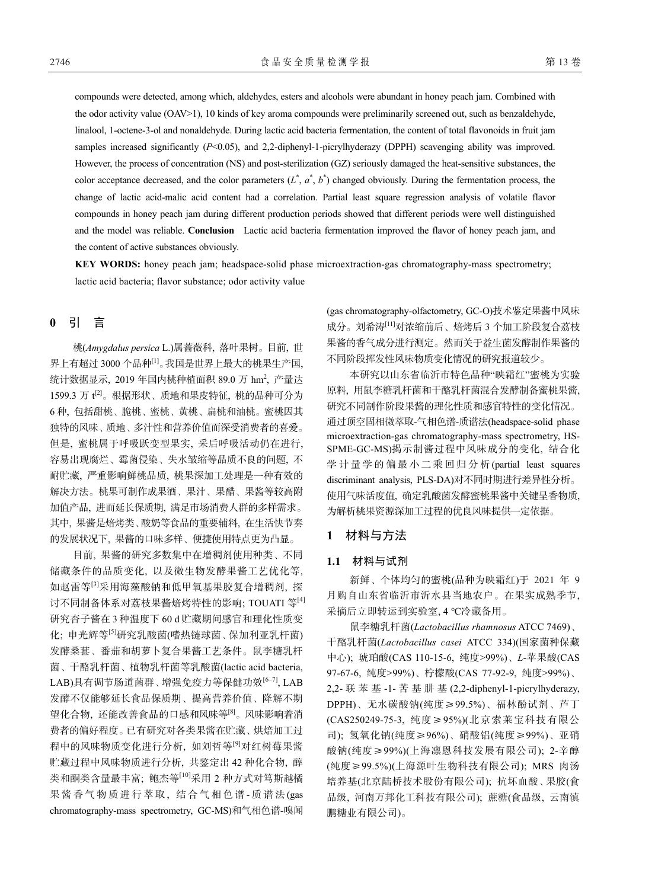compounds were detected, among which, aldehydes, esters and alcohols were abundant in honey peach jam. Combined with the odor activity value (OAV>1), 10 kinds of key aroma compounds were preliminarily screened out, such as benzaldehyde, linalool, 1-octene-3-ol and nonaldehyde. During lactic acid bacteria fermentation, the content of total flavonoids in fruit jam samples increased significantly ($P$<0.05), and 2,2-diphenyl-1-picrylhyderazy (DPPH) scavenging ability was improved. However, the process of concentration (NS) and post-sterilization (GZ) seriously damaged the heat-sensitive substances, the color acceptance decreased, and the color parameters ($L^*$, $a^*$, $b^*$) changed obviously. During the fermentation process, the change of lactic acid-malic acid content had a correlation. Partial least square regression analysis of volatile flavor compounds in honey peach jam during different production periods showed that different periods were well distinguished and the model was reliable. **Conclusion** Lactic acid bacteria fermentation improved the flavor of honey peach jam, and the content of active substances obviously.

**KEY WORDS:** honey peach jam; headspace-solid phase microextraction-gas chromatography-mass spectrometry; lactic acid bacteria; flavor substance; odor activity value

## 0 引 言

桃(*Amygdalus persica* L.)属蔷薇科, 落叶果树。目前, 世界上有超过 3000 个品种[1]。我国是世界上最大的桃果生产国, 统计数据显示, 2019 年国内桃种植面积 89.0 万 hm², 产量达 1599.3 万 t[2]。根据形状、质地和果皮特征, 桃的品种可分为 6 种, 包括甜桃、脆桃、蜜桃、黄桃、扁桃和油桃。蜜桃因其独特的风味、质地、多汁性和营养价值而深受消费者的喜爱。但是, 蜜桃属于呼吸跃变型果实, 采后呼吸活动仍在进行, 容易出现腐烂、霉菌侵染、失水皱缩等品质不良的问题, 不耐贮藏, 严重影响鲜桃品质, 桃果深加工处理是一种有效的解决方法。桃果可制作成果酒、果汁、果醋、果酱等较高附加值产品, 进而延长保质期, 满足市场消费人群的多样需求。其中, 果酱是焙烤类、酸奶等食品的重要辅料, 在生活快节奏的发展状况下, 果酱的口味多样、便捷使用特点更为凸显。

目前, 果酱的研究多数集中在增稠剂使用种类、不同储藏条件的品质变化, 以及微生物发酵果酱工艺优化等, 如赵雷等[3]采用海藻酸钠和低甲氧基果胶复合增稠剂, 探讨不同制备体系对荔枝果酱焙烤特性的影响; TOUATI 等[4]研究杏子酱在 3 种温度下 60 d 贮藏期间感官和理化性质变化; 申光辉等[5]研究乳酸菌(嗜热链球菌、保加利亚乳杆菌)发酵桑葚、番茄和胡萝卜复合果酱工艺条件。鼠李糖乳杆菌、干酪乳杆菌、植物乳杆菌等乳酸菌(lactic acid bacteria, LAB)具有调节肠道菌群、增强免疫力等保健功效[6–7], LAB 发酵不仅能够延长食品保质期、提高营养价值、降解不期望化合物, 还能改善食品的口感和风味等[8]。风味影响着消费者的偏好程度。已有研究对各类果酱在贮藏、烘焙加工过程中的风味物质变化进行分析, 如刘哲等[9]对红树莓果酱贮藏过程中风味物质进行分析, 共鉴定出 42 种化合物, 醇类和酮类含量最丰富; 鲍杰等[10]采用 2 种方式对笃斯越橘果酱香气物质进行萃取, 结合气相色谱-质谱法(gas chromatography-mass spectrometry, GC-MS)和气相色谱-嗅闻(gas chromatography-olfactometry, GC-O)技术鉴定果酱中风味成分。刘希涛[11]对浓缩前后、焙烤后 3 个加工阶段复合荔枝果酱的香气成分进行测定。然而关于益生菌发酵制作果酱的不同阶段挥发性风味物质变化情况的研究报道较少。

本研究以山东省临沂市特色品种"映霜红"蜜桃为实验原料, 用鼠李糖乳杆菌和干酪乳杆菌混合发酵制备蜜桃果酱, 研究不同制作阶段果酱的理化性质和感官特性的变化情况。通过顶空固相微萃取-气相色谱-质谱法(headspace-solid phase microextraction-gas chromatography-mass spectrometry, HS-SPME-GC-MS)揭示制酱过程中风味成分的变化, 结合化学计量学的偏最小二乘回归分析(partial least squares discriminant analysis, PLS-DA)对不同时期进行差异性分析。使用气味活度值, 确定乳酸菌发酵蜜桃果酱中关键呈香物质, 为解析桃果资源深加工过程的优良风味提供一定依据。

## 1 材料与方法

### 1.1 材料与试剂

新鲜、个体均匀的蜜桃(品种为映霜红)于 2021 年 9 月购自山东省临沂市沂水县当地农户。在果实成熟季节, 采摘后立即转运到实验室, 4 ℃冷藏备用。

鼠李糖乳杆菌(*Lactobacillus rhamnosus* ATCC 7469)、干酪乳杆菌(*Lactobacillus casei* ATCC 334)(国家菌种保藏中心); 琥珀酸(CAS 110-15-6, 纯度>99%)、*L*-苹果酸(CAS 97-67-6, 纯度>99%)、柠檬酸(CAS 77-92-9, 纯度>99%)、2,2-联苯基-1-苦基肼基(2,2-diphenyl-1-picrylhyderazy, DPPH)、无水碳酸钠(纯度≥99.5%)、福林酚试剂、芦丁(CAS250249-75-3, 纯度≥95%)(北京索莱宝科技有限公司); 氢氧化钠(纯度≥96%)、硝酸铝(纯度≥99%)、亚硝酸钠(纯度≥99%)(上海凛恩科技发展有限公司); 2-辛醇(纯度≥99.5%)(上海源叶生物科技有限公司); MRS 肉汤培养基(北京陆桥技术股份有限公司); 抗坏血酸、果胶(食品级, 河南万邦化工科技有限公司); 蔗糖(食品级, 云南滇鹏糖业有限公司)。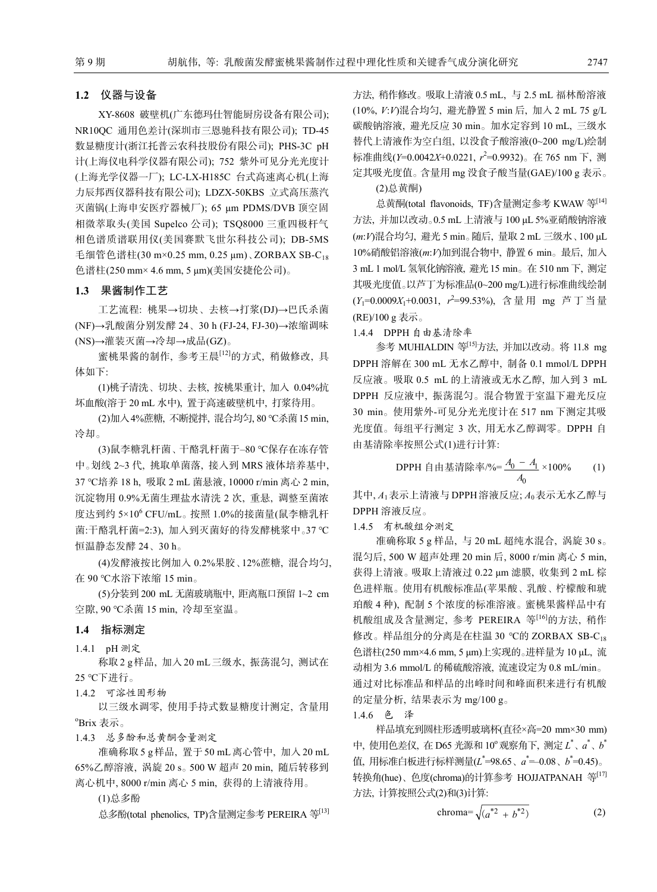### 1.2 仪器与设备

XY-8608 破壁机(广东德玛仕智能厨房设备有限公司); NR10QC 通用色差计(深圳市三恩驰科技有限公司); TD-45 数显糖度计(浙江托普云农科技股份有限公司); PHS-3C pH 计(上海仪电科学仪器有限公司); 752 紫外可见分光光度计(上海光学仪器一厂); LC-LX-H185C 台式高速离心机(上海力辰邦西仪器科技有限公司); LDZX-50KBS 立式高压蒸汽灭菌锅(上海申安医疗器械厂); 65 μm PDMS/DVB 顶空固相微萃取头(美国 Supelco 公司); TSQ8000 三重四极杆气相色谱质谱联用仪(美国赛默飞世尔科技公司); DB-5MS 毛细管色谱柱(30 m×0.25 mm, 0.25 μm)、ZORBAX SB-$C_{18}$ 色谱柱(250 mm× 4.6 mm, 5 μm)(美国安捷伦公司)。

### 1.3 果酱制作工艺

工艺流程: 桃果→切块、去核→打浆(DJ)→巴氏杀菌(NF)→乳酸菌分别发酵 24、30 h (FJ-24, FJ-30)→浓缩调味(NS)→灌装灭菌→冷却→成品(GZ)。

蜜桃果酱的制作, 参考王晨[12]的方式, 稍做修改, 具体如下:

(1)桃子清洗、切块、去核, 按桃果重计, 加入 0.04%抗坏血酸(溶于 20 mL 水中), 置于高速破壁机中, 打浆待用。

(2)加入4%蔗糖, 不断搅拌, 混合均匀, 80 ℃杀菌15 min, 冷却。

(3)鼠李糖乳杆菌、干酪乳杆菌于–80 ℃保存在冻存管中。划线 2~3 代, 挑取单菌落, 接入到 MRS 液体培养基中, 37 ℃培养 18 h, 吸取 2 mL 菌悬液, 10000 r/min 离心 2 min, 沉淀物用 0.9%无菌生理盐水清洗 2 次, 重悬, 调整至菌浓度达到约 $5×10^6$ CFU/mL。按照 1.0%的接菌量(鼠李糖乳杆菌:干酪乳杆菌=2:3), 加入到灭菌好的待发酵桃浆中。37 ℃恒温静态发酵 24、30 h。

(4)发酵液按比例加入 0.2%果胶、12%蔗糖, 混合均匀, 在 90 ℃水浴下浓缩 15 min。

(5)分装到 200 mL 无菌玻璃瓶中, 距离瓶口预留 1~2 cm 空隙, 90 ℃杀菌 15 min, 冷却至室温。

### 1.4 指标测定

#### 1.4.1 pH 测定

称取2 g样品, 加入20 mL三级水, 振荡混匀, 测试在25 ℃下进行。

#### 1.4.2 可溶性固形物

以三级水调零, 使用手持式数显糖度计测定, 含量用 °Brix 表示。

#### 1.4.3 总多酚和总黄酮含量测定

准确称取 5 g样品, 置于 50 mL离心管中, 加入20 mL 65%乙醇溶液, 涡旋 20 s。500 W 超声 20 min, 随后转移到离心机中, 8000 r/min 离心 5 min, 获得的上清液待用。

(1)总多酚

总多酚(total phenolics, TP)含量测定参考 PEREIRA 等[13]方法, 稍作修改。吸取上清液 0.5 mL, 与 2.5 mL 福林酚溶液(10%, *V*:*V*)混合均匀, 避光静置 5 min 后, 加入 2 mL 75 g/L 碳酸钠溶液, 避光反应 30 min。加水定容到 10 mL, 三级水替代上清液作为空白组, 以没食子酸溶液(0~200 mg/L)绘制标准曲线($Y$=0.0042$X$+0.0221, $r^2$=0.9932)。在 765 nm 下, 测定其吸光度值。含量用 mg 没食子酸当量(GAE)/100 g 表示。

(2)总黄酮

总黄酮(total flavonoids, TF)含量测定参考 KWAW 等[14]方法, 并加以改动。0.5 mL 上清液与 100 μL 5%亚硝酸钠溶液(*m*:*V*)混合均匀, 避光 5 min。随后, 量取 2 mL 三级水、100 μL 10%硝酸铝溶液(*m*:*V*)加到混合物中, 静置 6 min。最后, 加入 3 mL 1 mol/L 氢氧化钠溶液, 避光 15 min。在 510 nm 下, 测定其吸光度值。以芦丁为标准品(0~200 mg/L)进行标准曲线绘制($Y_1$=0.0009$X_1$+0.0031, $r^2$=99.53%), 含量用 mg 芦丁当量(RE)/100 g 表示。

#### 1.4.4 DPPH 自由基清除率

参考 MUHIALDIN 等[15]方法, 并加以改动。将 11.8 mg DPPH 溶解在 300 mL 无水乙醇中, 制备 0.1 mmol/L DPPH 反应液。吸取 0.5 mL 的上清液或无水乙醇, 加入到 3 mL DPPH 反应液中, 振荡混匀。混合物置于室温下避光反应 30 min。使用紫外-可见分光光度计在 517 nm 下测定其吸光度值。每组平行测定 3 次, 用无水乙醇调零。DPPH 自由基清除率按照公式(1)进行计算:

$$\text{DPPH 自由基清除率/\%}=\frac{A_0-A_1}{A_0}\times100\% \tag{1}$$

其中, $A_1$ 表示上清液与 DPPH 溶液反应; $A_0$ 表示无水乙醇与 DPPH 溶液反应。

#### 1.4.5 有机酸组分测定

准确称取 5 g 样品, 与 20 mL 超纯水混合, 涡旋 30 s。混匀后, 500 W 超声处理 20 min 后, 8000 r/min 离心 5 min, 获得上清液。吸取上清液过 0.22 μm 滤膜, 收集到 2 mL 棕色进样瓶。使用有机酸标准品(苹果酸、乳酸、柠檬酸和琥珀酸 4 种), 配制 5 个浓度的标准溶液。蜜桃果酱样品中有机酸组成及含量测定, 参考 PEREIRA 等[16]的方法, 稍作修改。样品组分的分离是在柱温 30 ℃的 ZORBAX SB-$C_{18}$ 色谱柱(250 mm×4.6 mm, 5 μm)上实现的。进样量为 10 μL, 流动相为 3.6 mmol/L 的稀硫酸溶液, 流速设定为 0.8 mL/min。通过对比标准品和样品的出峰时间和峰面积来进行有机酸的定量分析, 结果表示为 mg/100 g。

#### 1.4.6 色 泽

样品填充到圆柱形透明玻璃杯(直径×高=20 mm×30 mm)中, 使用色差仪, 在 D65 光源和 10° 观察角下, 测定 $L^*$、$a^*$、$b^*$ 值, 用标准白板进行标样测量($L^*$=98.65、$a^*$=–0.08、$b^*$=0.45)。转换角(hue)、色度(chroma)的计算参考 HOJJATPANAH 等[17]方法, 计算按照公式(2)和(3)计算:

$$\text{chroma}=\sqrt{(a^{*2}+b^{*2})} \tag{2}$$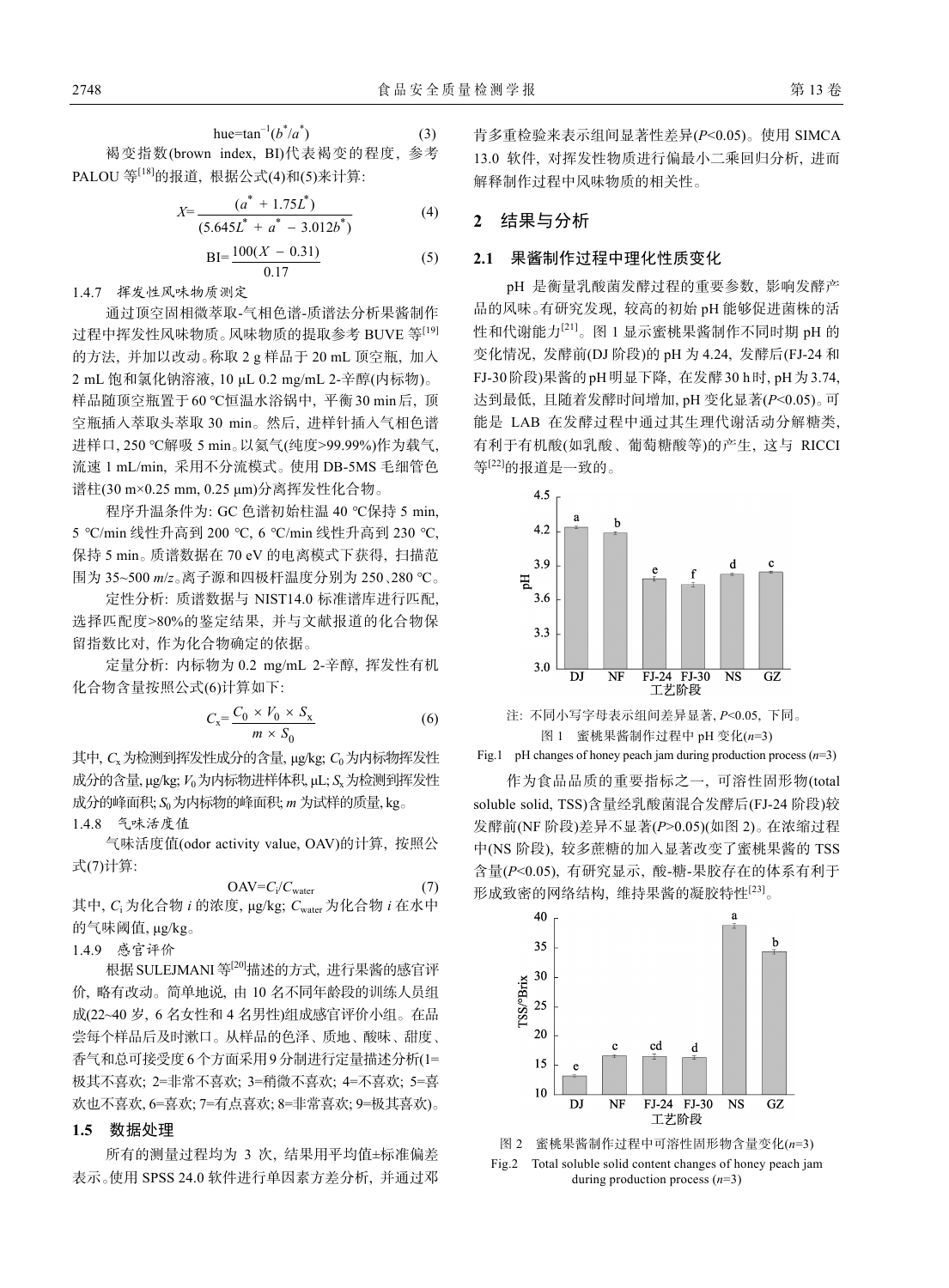$$\text{hue}=\tan^{-1}(b^*/a^*) \tag{3}$$

褐变指数(brown index, BI)代表褐变的程度，参考PALOU等[18]的报道，根据公式(4)和(5)来计算：

$$X=\frac{(a^* + 1.75L^*)}{(5.645L^* + a^* - 3.012b^*)} \tag{4}$$

$$\text{BI}=\frac{100(X - 0.31)}{0.17} \tag{5}$$

1.4.7　挥发性风味物质测定

通过顶空固相微萃取-气相色谱-质谱法分析果酱制作过程中挥发性风味物质。风味物质的提取参考BUVE等[19]的方法，并加以改动。称取2 g样品于20 mL顶空瓶，加入2 mL饱和氯化钠溶液，10 μL 0.2 mg/mL 2-辛醇(内标物)。样品随顶空瓶置于60 ℃恒温水浴锅中，平衡30 min后，顶空瓶插入萃取头萃取30 min。然后，进样针插入气相色谱进样口，250 ℃解吸5 min。以氦气(纯度>99.99%)作为载气，流速1 mL/min，采用不分流模式。使用DB-5MS毛细管色谱柱(30 m×0.25 mm, 0.25 μm)分离挥发性化合物。

程序升温条件为：GC色谱初始柱温40 ℃保持5 min，5 ℃/min线性升高到200 ℃，6 ℃/min线性升高到230 ℃，保持5 min。质谱数据在70 eV的电离模式下获得，扫描范围为35~500 *m/z*。离子源和四极杆温度分别为250、280 ℃。

定性分析：质谱数据与NIST14.0标准谱库进行匹配，选择匹配度>80%的鉴定结果，并与文献报道的化合物保留指数比对，作为化合物确定的依据。

定量分析：内标物为0.2 mg/mL 2-辛醇，挥发性有机化合物含量按照公式(6)计算如下：

$$C_x=\frac{C_0 \times V_0 \times S_x}{m \times S_0} \tag{6}$$

其中，$C_x$为检测到挥发性成分的含量，μg/kg；$C_0$为内标物挥发性成分的含量，μg/kg；$V_0$为内标物进样体积，μL；$S_x$为检测到挥发性成分的峰面积；$S_0$为内标物的峰面积；$m$为试样的质量，kg。

1.4.8　气味活度值

气味活度值(odor activity value, OAV)的计算，按照公式(7)计算：

$$\text{OAV}=C_i/C_{water} \tag{7}$$

其中，$C_i$为化合物$i$的浓度，μg/kg；$C_{water}$为化合物$i$在水中的气味阈值，μg/kg。

1.4.9　感官评价

根据SULEJMANI等[20]描述的方式，进行果酱的感官评价，略有改动。简单地说，由10名不同年龄段的训练人员组成(22~40岁，6名女性和4名男性)组成感官评价小组。在品尝每个样品后及时漱口。从样品的色泽、质地、酸味、甜度、香气和总可接受度6个方面采用9分制进行定量描述分析(1=极其不喜欢；2=非常不喜欢；3=稍微不喜欢；4=不喜欢；5=喜欢也不喜欢，6=喜欢；7=有点喜欢；8=非常喜欢；9=极其喜欢)。

### 1.5　数据处理

所有的测量过程均为3次，结果用平均值±标准偏差表示。使用SPSS 24.0软件进行单因素方差分析，并通过邓肯多重检验来表示组间显著性差异($P<0.05$)。使用SIMCA 13.0软件，对挥发性物质进行偏最小二乘回归分析，进而解释制作过程中风味物质的相关性。

## 2　结果与分析

### 2.1　果酱制作过程中理化性质变化

pH是衡量乳酸菌发酵过程的重要参数，影响发酵产品的风味。有研究发现，较高的初始pH能够促进菌株的活性和代谢能力[21]。图1显示蜜桃果酱制作不同时期pH的变化情况，发酵前(DJ阶段)的pH为4.24，发酵后(FJ-24和FJ-30阶段)果酱的pH明显下降，在发酵30 h时，pH为3.74，达到最低，且随着发酵时间增加，pH变化显著($P<0.05$)。可能是LAB在发酵过程中通过其生理代谢活动分解糖类，有利于有机酸(如乳酸、葡萄糖酸等)的产生，这与RICCI等[22]的报道是一致的。

注：不同小写字母表示组间差异显著，$P<0.05$，下同。

图1　蜜桃果酱制作过程中pH变化($n$=3)

Fig.1　pH changes of honey peach jam during production process ($n$=3)

作为食品品质的重要指标之一，可溶性固形物(total soluble solid, TSS)含量经乳酸菌混合发酵后(FJ-24阶段)较发酵前(NF阶段)差异不显著($P>0.05$)(如图2)。在浓缩过程中(NS阶段)，较多蔗糖的加入显著改变了蜜桃果酱的TSS含量($P<0.05$)，有研究显示，酸-糖-果胶存在的体系有利于形成致密的网络结构，维持果酱的凝胶特性[23]。

图2　蜜桃果酱制作过程中可溶性固形物含量变化($n$=3)

Fig.2　Total soluble solid content changes of honey peach jam during production process ($n$=3)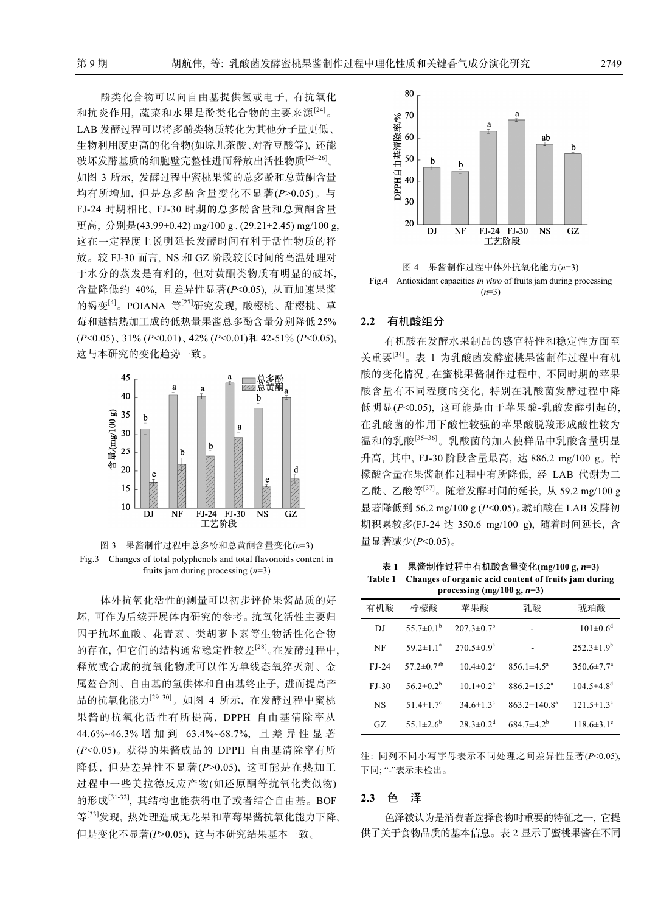酚类化合物可以向自由基提供氢或电子，有抗氧化和抗炎作用，蔬菜和水果是酚类化合物的主要来源[24]。LAB 发酵过程可以将多酚类物质转化为其他分子量更低、生物利用度更高的化合物(如原儿茶酸、对香豆酸等)，还能破坏发酵基质的细胞壁完整性进而释放出活性物质[25–26]。如图 3 所示，发酵过程中蜜桃果酱的总多酚和总黄酮含量均有所增加，但是总多酚含量变化不显著($P$>0.05)。与 FJ-24 时期相比，FJ-30 时期的总多酚含量和总黄酮含量更高，分别是(43.99±0.42) mg/100 g、(29.21±2.45) mg/100 g，这在一定程度上说明延长发酵时间有利于活性物质的释放。较 FJ-30 而言，NS 和 GZ 阶段较长时间的高温处理对于水分的蒸发是有利的，但对黄酮类物质有明显的破坏，含量降低约 40%，且差异性显著($P$<0.05)，从而加速果酱的褐变[4]。POIANA 等[27]研究发现，酸樱桃、甜樱桃、草莓和越桔热加工成的低热量果酱总多酚含量分别降低 25% ($P$<0.05)、31% ($P$<0.01)、42% ($P$<0.01)和 42-51% ($P$<0.05)，这与本研究的变化趋势一致。

图 3 果酱制作过程中总多酚和总黄酮含量变化($n$=3)

Fig.3 Changes of total polyphenols and total flavonoids content in fruits jam during processing ($n$=3)

体外抗氧化活性的测量可以初步评价果酱品质的好坏，也可作为后续开展体内研究的参考。抗氧化活性主要归因于抗坏血酸、花青素、类胡萝卜素等生物活性化合物的存在，但它们的结构通常稳定性较差[28]。在发酵过程中，释放或合成的抗氧化物质可以作为单线态氧猝灭剂、金属螯合剂、自由基的氢供体和自由基终止子，进而提高产品的抗氧化能力[29–30]。如图 4 所示，在发酵过程中蜜桃果酱的抗氧化活性有所提高，DPPH 自由基清除率从 44.6%~46.3% 增加到 63.4%~68.7%，且差异性显著($P$<0.05)。获得的果酱成品的 DPPH 自由基清除率有所降低，但是差异性不显著($P$>0.05)，这可能是在热加工过程中一些美拉德反应产物(如还原酮等抗氧化类似物)的形成[31-32]，其结构也能获得电子或者结合自由基。BOF 等[33]发现，热处理造成无花果和草莓果酱抗氧化能力下降，但是变化不显著($P$>0.05)，这与本研究结果基本一致。

图 4 果酱制作过程中体外抗氧化能力($n$=3)

Fig.4 Antioxidant capacities *in vitro* of fruits jam during processing ($n$=3)

## 2.2 有机酸组分

有机酸在发酵水果制品的感官特性和稳定性方面至关重要[34]。表 1 为乳酸菌发酵蜜桃果酱制作过程中有机酸的变化情况。在蜜桃果酱制作过程中，不同时期的苹果酸含量有不同程度的变化，特别在乳酸菌发酵过程中降低明显($P$<0.05)，这可能是由于苹果酸-乳酸发酵引起的，在乳酸菌的作用下酸性较强的苹果酸脱羧形成酸性较为温和的乳酸[35–36]。乳酸菌的加入使样品中乳酸含量明显升高，其中，FJ-30 阶段含量最高，达 886.2 mg/100 g。柠檬酸含量在果酱制作过程中有所降低，经 LAB 代谢为二乙酰、乙酸等[37]。随着发酵时间的延长，从 59.2 mg/100 g 显著降低到 56.2 mg/100 g ($P$<0.05)。琥珀酸在 LAB 发酵初期积累较多(FJ-24 达 350.6 mg/100 g)，随着时间延长，含量显著减少($P$<0.05)。

**表 1 果酱制作过程中有机酸含量变化(mg/100 g, $n$=3)**

**Table 1 Changes of organic acid content of fruits jam during processing (mg/100 g, $n$=3)**

| 有机酸 | 柠檬酸 | 苹果酸 | 乳酸 | 琥珀酸 |
|---|---|---|---|---|
| DJ | 55.7±0.1$^{b}$ | 207.3±0.7$^{b}$ | - | 101±0.6$^{d}$ |
| NF | 59.2±1.1$^{a}$ | 270.5±0.9$^{a}$ | - | 252.3±1.9$^{b}$ |
| FJ-24 | 57.2±0.7$^{ab}$ | 10.4±0.2$^{e}$ | 856.1±4.5$^{a}$ | 350.6±7.7$^{a}$ |
| FJ-30 | 56.2±0.2$^{b}$ | 10.1±0.2$^{e}$ | 886.2±15.2$^{a}$ | 104.5±4.8$^{d}$ |
| NS | 51.4±1.7$^{c}$ | 34.6±1.3$^{c}$ | 863.2±140.8$^{a}$ | 121.5±1.3$^{c}$ |
| GZ | 55.1±2.6$^{b}$ | 28.3±0.2$^{d}$ | 684.7±4.2$^{b}$ | 118.6±3.1$^{c}$ |

注：同列不同小写字母表示不同处理之间差异性显著($P$<0.05)，下同；“-”表示未检出。

## 2.3 色泽

色泽被认为是消费者选择食物时重要的特征之一，它提供了关于食物品质的基本信息。表 2 显示了蜜桃果酱在不同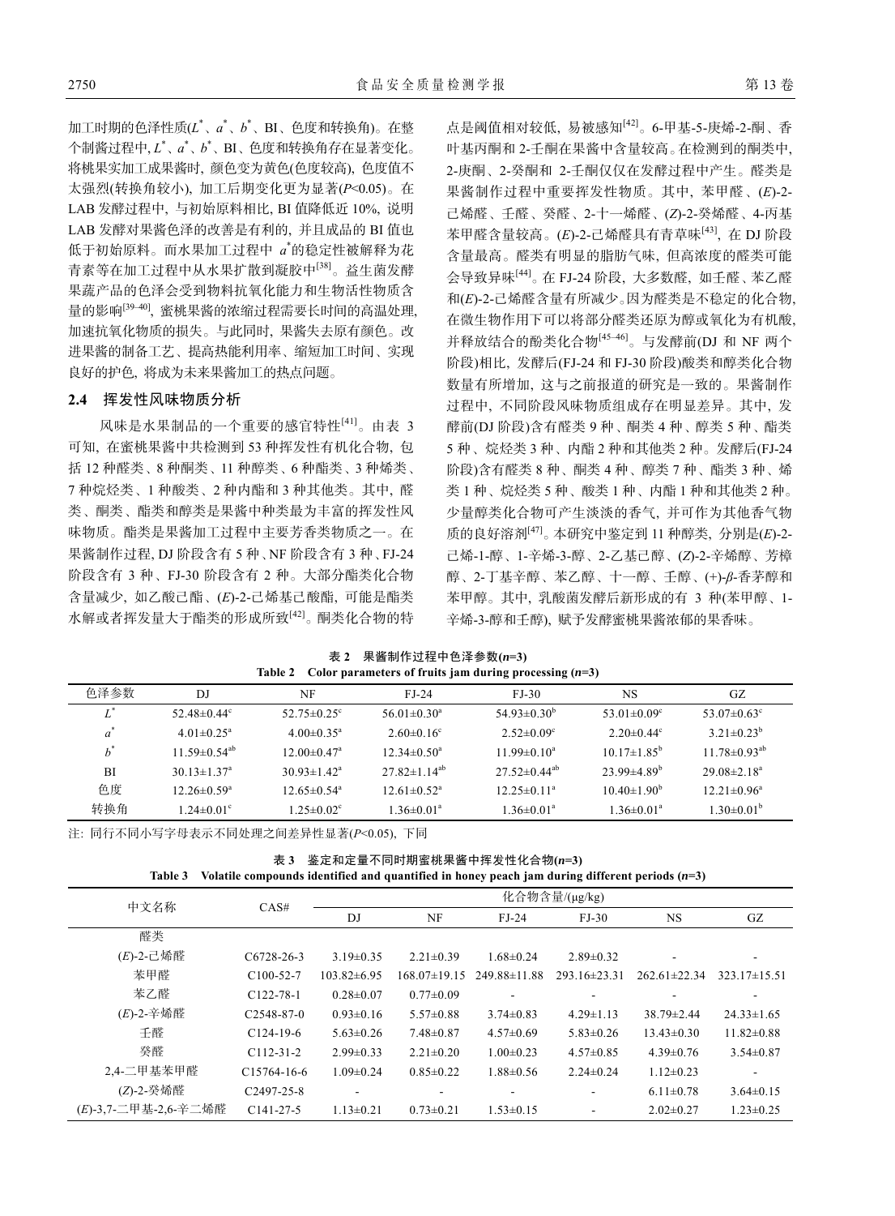加工时期的色泽性质($L^*$、$a^*$、$b^*$、BI、色度和转换角)。在整个制酱过程中,$L^*$、$a^*$、$b^*$、BI、色度和转换角存在显著变化。将桃果实加工成果酱时, 颜色变为黄色(色度较高), 色度值不太强烈(转换角较小), 加工后期变化更为显著($P$<0.05)。在LAB发酵过程中, 与初始原料相比, BI值降低近10%, 说明LAB发酵对果酱色泽的改善是有利的, 并且成品的BI值也低于初始原料。而水果加工过程中 $a^*$的稳定性被解释为花青素等在加工过程中从水果扩散到凝胶中[38]。益生菌发酵果蔬产品的色泽会受到物料抗氧化能力和生物活性物质含量的影响[39–40], 蜜桃果酱的浓缩过程需要长时间的高温处理, 加速抗氧化物质的损失。与此同时, 果酱失去原有颜色。改进果酱的制备工艺、提高热能利用率、缩短加工时间、实现良好的护色, 将成为未来果酱加工的热点问题。

## 2.4 挥发性风味物质分析

风味是水果制品的一个重要的感官特性[41]。由表3可知, 在蜜桃果酱中共检测到53种挥发性有机化合物, 包括12种醛类、8种酮类、11种醇类、6种酯类、3种烯类、7种烷烃类、1种酸类、2种内酯和3种其他类。其中, 醛类、酮类、酯类和醇类是果酱中种类最为丰富的挥发性风味物质。酯类是果酱加工过程中主要芳香类物质之一。在果酱制作过程, DJ阶段含有5种、NF阶段含有3种、FJ-24阶段含有3种、FJ-30阶段含有2种。大部分酯类化合物含量减少, 如乙酸己酯、(*E*)-2-己烯基己酸酯, 可能是酯类水解或者挥发量大于酯类的形成所致[42]。酮类化合物的特点是阈值相对较低, 易被感知[42]。6-甲基-5-庚烯-2-酮、香叶基丙酮和2-壬酮在果酱中含量较高。在检测到的酮类中, 2-庚酮、2-癸酮和2-壬酮仅仅在发酵过程中产生。醛类是果酱制作过程中重要挥发性物质。其中, 苯甲醛、(*E*)-2-己烯醛、壬醛、癸醛、2-十一烯醛、(*Z*)-2-癸烯醛、4-丙基苯甲醛含量较高。(*E*)-2-己烯醛具有青草味[43], 在DJ阶段含量最高。醛类有明显的脂肪气味, 但高浓度的醛类可能会导致异味[44]。在FJ-24阶段, 大多数醛, 如壬醛、苯乙醛和(*E*)-2-己烯醛含量有所减少。因为醛类是不稳定的化合物, 在微生物作用下可以将部分醛类还原为醇或氧化为有机酸, 并释放结合的酚类化合物[45–46]。与发酵前(DJ和NF两个阶段)相比, 发酵后(FJ-24和FJ-30阶段)酸类和醇类化合物数量有所增加, 这与之前报道的研究是一致的。果酱制作过程中, 不同阶段风味物质组成存在明显差异。其中, 发酵前(DJ阶段)含有醛类9种、酮类4种、醇类5种、酯类5种、烷烃类3种、内酯2种和其他类2种。发酵后(FJ-24阶段)含有醛类8种、酮类4种、醇类7种、酯类3种、烯类1种、烷烃类5种、酸类1种、内酯1种和其他类2种。少量醇类化合物可产生淡淡的香气, 并可作为其他香气物质的良好溶剂[47]。本研究中鉴定到11种醇类, 分别是(*E*)-2-己烯-1-醇、1-辛烯-3-醇、2-乙基己醇、(*Z*)-2-辛烯醇、芳樟醇、2-丁基辛醇、苯乙醇、十一醇、壬醇、(+)-*β*-香茅醇和苯甲醇。其中, 乳酸菌发酵后新形成的有3种(苯甲醇、1-辛烯-3-醇和壬醇), 赋予发酵蜜桃果酱浓郁的果香味。

表2 果酱制作过程中色泽参数($n$=3)

Table 2 Color parameters of fruits jam during processing ($n$=3)

| 色泽参数 | DJ | NF | FJ-24 | FJ-30 | NS | GZ |
|---|---|---|---|---|---|---|
| $L^*$ | 52.48±0.44$^c$ | 52.75±0.25$^c$ | 56.01±0.30$^a$ | 54.93±0.30$^b$ | 53.01±0.09$^c$ | 53.07±0.63$^c$ |
| $a^*$ | 4.01±0.25$^a$ | 4.00±0.35$^a$ | 2.60±0.16$^c$ | 2.52±0.09$^c$ | 2.20±0.44$^c$ | 3.21±0.23$^b$ |
| $b^*$ | 11.59±0.54$^{ab}$ | 12.00±0.47$^a$ | 12.34±0.50$^a$ | 11.99±0.10$^a$ | 10.17±1.85$^b$ | 11.78±0.93$^{ab}$ |
| BI | 30.13±1.37$^a$ | 30.93±1.42$^a$ | 27.82±1.14$^{ab}$ | 27.52±0.44$^{ab}$ | 23.99±4.89$^b$ | 29.08±2.18$^a$ |
| 色度 | 12.26±0.59$^a$ | 12.65±0.54$^a$ | 12.61±0.52$^a$ | 12.25±0.11$^a$ | 10.40±1.90$^b$ | 12.21±0.96$^a$ |
| 转换角 | 1.24±0.01$^c$ | 1.25±0.02$^c$ | 1.36±0.01$^a$ | 1.36±0.01$^a$ | 1.36±0.01$^a$ | 1.30±0.01$^b$ |

注: 同行不同小写字母表示不同处理之间差异性显著($P$<0.05), 下同

表3 鉴定和定量不同时期蜜桃果酱中挥发性化合物($n$=3)

Table 3 Volatile compounds identified and quantified in honey peach jam during different periods ($n$=3)

| 中文名称 | CAS# | 化合物含量/(μg/kg) | | | | | |
|---|---|---|---|---|---|---|---|
| | | DJ | NF | FJ-24 | FJ-30 | NS | GZ |
| 醛类 | | | | | | | |
| (*E*)-2-己烯醛 | C6728-26-3 | 3.19±0.35 | 2.21±0.39 | 1.68±0.24 | 2.89±0.32 | - | - |
| 苯甲醛 | C100-52-7 | 103.82±6.95 | 168.07±19.15 | 249.88±11.88 | 293.16±23.31 | 262.61±22.34 | 323.17±15.51 |
| 苯乙醛 | C122-78-1 | 0.28±0.07 | 0.77±0.09 | - | - | - | - |
| (*E*)-2-辛烯醛 | C2548-87-0 | 0.93±0.16 | 5.57±0.88 | 3.74±0.83 | 4.29±1.13 | 38.79±2.44 | 24.33±1.65 |
| 壬醛 | C124-19-6 | 5.63±0.26 | 7.48±0.87 | 4.57±0.69 | 5.83±0.26 | 13.43±0.30 | 11.82±0.88 |
| 癸醛 | C112-31-2 | 2.99±0.33 | 2.21±0.20 | 1.00±0.23 | 4.57±0.85 | 4.39±0.76 | 3.54±0.87 |
| 2,4-二甲基苯甲醛 | C15764-16-6 | 1.09±0.24 | 0.85±0.22 | 1.88±0.56 | 2.24±0.24 | 1.12±0.23 | - |
| (*Z*)-2-癸烯醛 | C2497-25-8 | - | - | - | - | 6.11±0.78 | 3.64±0.15 |
| (*E*)-3,7-二甲基-2,6-辛二烯醛 | C141-27-5 | 1.13±0.21 | 0.73±0.21 | 1.53±0.15 | - | 2.02±0.27 | 1.23±0.25 |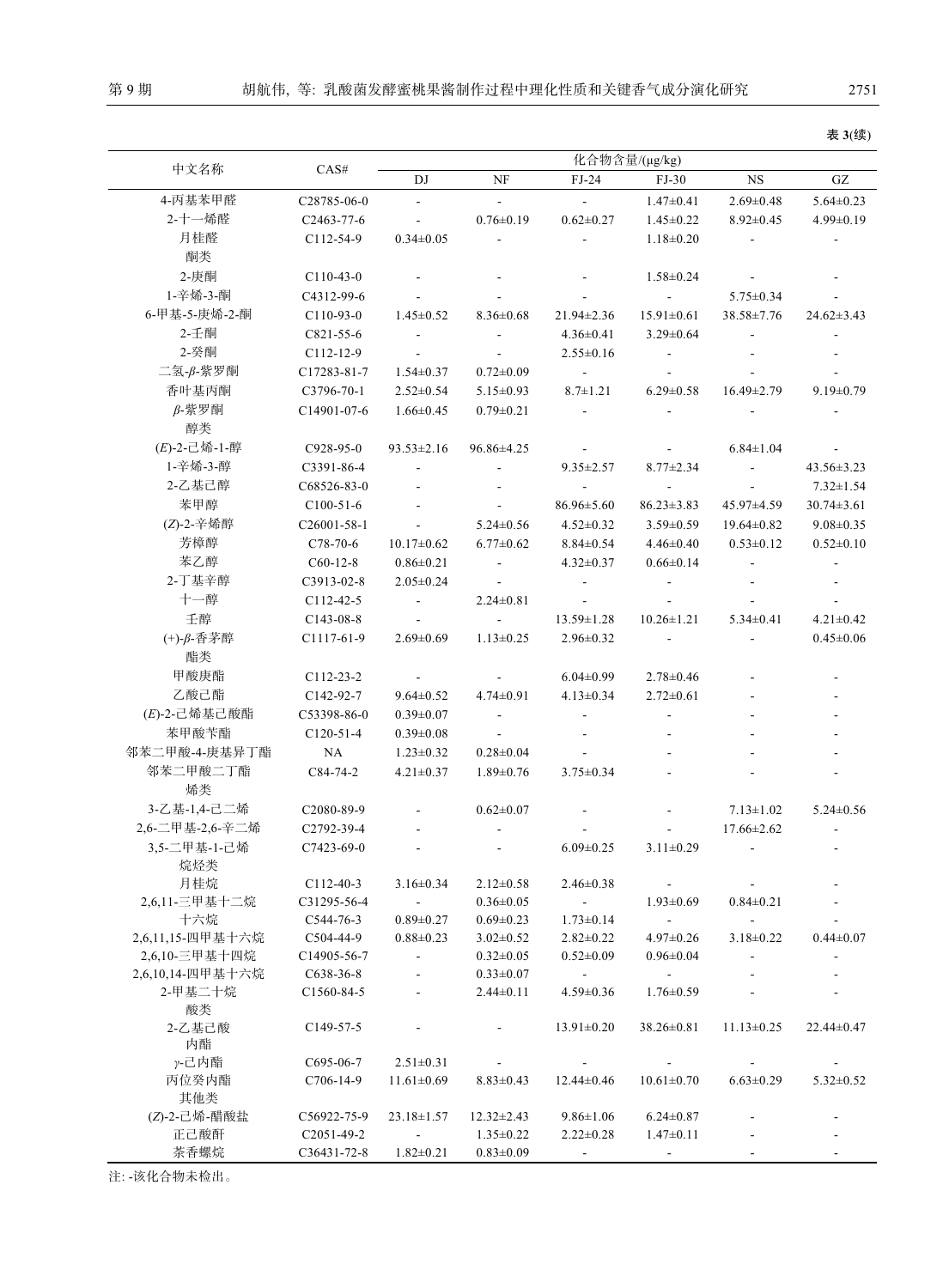表 3(续)

| 中文名称 | CAS# | 化合物含量/(μg/kg) | | | | | |
|---|---|---|---|---|---|---|---|
| | | DJ | NF | FJ-24 | FJ-30 | NS | GZ |
| 4-丙基苯甲醛 | C28785-06-0 | - | - | - | 1.47±0.41 | 2.69±0.48 | 5.64±0.23 |
| 2-十一烯醛 | C2463-77-6 | - | 0.76±0.19 | 0.62±0.27 | 1.45±0.22 | 8.92±0.45 | 4.99±0.19 |
| 月桂醛 | C112-54-9 | 0.34±0.05 | - | - | 1.18±0.20 | - | - |
| 酮类 | | | | | | | |
| 2-庚酮 | C110-43-0 | - | - | - | 1.58±0.24 | - | - |
| 1-辛烯-3-酮 | C4312-99-6 | - | - | - | - | 5.75±0.34 | - |
| 6-甲基-5-庚烯-2-酮 | C110-93-0 | 1.45±0.52 | 8.36±0.68 | 21.94±2.36 | 15.91±0.61 | 38.58±7.76 | 24.62±3.43 |
| 2-壬酮 | C821-55-6 | - | - | 4.36±0.41 | 3.29±0.64 | - | - |
| 2-癸酮 | C112-12-9 | - | - | 2.55±0.16 | - | - | - |
| 二氢-*β*-紫罗酮 | C17283-81-7 | 1.54±0.37 | 0.72±0.09 | - | - | - | - |
| 香叶基丙酮 | C3796-70-1 | 2.52±0.54 | 5.15±0.93 | 8.7±1.21 | 6.29±0.58 | 16.49±2.79 | 9.19±0.79 |
| *β*-紫罗酮 | C14901-07-6 | 1.66±0.45 | 0.79±0.21 | - | - | - | - |
| 醇类 | | | | | | | |
| (*E*)-2-己烯-1-醇 | C928-95-0 | 93.53±2.16 | 96.86±4.25 | - | - | 6.84±1.04 | - |
| 1-辛烯-3-醇 | C3391-86-4 | - | - | 9.35±2.57 | 8.77±2.34 | - | 43.56±3.23 |
| 2-乙基己醇 | C68526-83-0 | - | - | - | - | - | 7.32±1.54 |
| 苯甲醇 | C100-51-6 | - | - | 86.96±5.60 | 86.23±3.83 | 45.97±4.59 | 30.74±3.61 |
| (*Z*)-2-辛烯醇 | C26001-58-1 | - | 5.24±0.56 | 4.52±0.32 | 3.59±0.59 | 19.64±0.82 | 9.08±0.35 |
| 芳樟醇 | C78-70-6 | 10.17±0.62 | 6.77±0.62 | 8.84±0.54 | 4.46±0.40 | 0.53±0.12 | 0.52±0.10 |
| 苯乙醇 | C60-12-8 | 0.86±0.21 | - | 4.32±0.37 | 0.66±0.14 | - | - |
| 2-丁基辛醇 | C3913-02-8 | 2.05±0.24 | - | - | - | - | - |
| 十一醇 | C112-42-5 | - | 2.24±0.81 | - | - | - | - |
| 壬醇 | C143-08-8 | - | - | 13.59±1.28 | 10.26±1.21 | 5.34±0.41 | 4.21±0.42 |
| (+)-*β*-香茅醇 | C1117-61-9 | 2.69±0.69 | 1.13±0.25 | 2.96±0.32 | - | - | 0.45±0.06 |
| 酯类 | | | | | | | |
| 甲酸庚酯 | C112-23-2 | - | - | 6.04±0.99 | 2.78±0.46 | - | - |
| 乙酸己酯 | C142-92-7 | 9.64±0.52 | 4.74±0.91 | 4.13±0.34 | 2.72±0.61 | - | - |
| (*E*)-2-己烯基己酸酯 | C53398-86-0 | 0.39±0.07 | - | - | - | - | - |
| 苯甲酸苄酯 | C120-51-4 | 0.39±0.08 | - | - | - | - | - |
| 邻苯二甲酸-4-庚基异丁酯 | NA | 1.23±0.32 | 0.28±0.04 | - | - | - | - |
| 邻苯二甲酸二丁酯 | C84-74-2 | 4.21±0.37 | 1.89±0.76 | 3.75±0.34 | - | - | - |
| 烯类 | | | | | | | |
| 3-乙基-1,4-己二烯 | C2080-89-9 | - | 0.62±0.07 | - | - | 7.13±1.02 | 5.24±0.56 |
| 2,6-二甲基-2,6-辛二烯 | C2792-39-4 | - | - | - | - | 17.66±2.62 | - |
| 3,5-二甲基-1-己烯 | C7423-69-0 | - | - | 6.09±0.25 | 3.11±0.29 | - | - |
| 烷烃类 | | | | | | | |
| 月桂烷 | C112-40-3 | 3.16±0.34 | 2.12±0.58 | 2.46±0.38 | - | - | - |
| 2,6,11-三甲基十二烷 | C31295-56-4 | - | 0.36±0.05 | - | 1.93±0.69 | 0.84±0.21 | - |
| 十六烷 | C544-76-3 | 0.89±0.27 | 0.69±0.23 | 1.73±0.14 | - | - | - |
| 2,6,11,15-四甲基十六烷 | C504-44-9 | 0.88±0.23 | 3.02±0.52 | 2.82±0.22 | 4.97±0.26 | 3.18±0.22 | 0.44±0.07 |
| 2,6,10-三甲基十四烷 | C14905-56-7 | - | 0.32±0.05 | 0.52±0.09 | 0.96±0.04 | - | - |
| 2,6,10,14-四甲基十六烷 | C638-36-8 | - | 0.33±0.07 | - | - | - | - |
| 2-甲基二十烷 | C1560-84-5 | - | 2.44±0.11 | 4.59±0.36 | 1.76±0.59 | - | - |
| 酸类 | | | | | | | |
| 2-乙基己酸 | C149-57-5 | - | - | 13.91±0.20 | 38.26±0.81 | 11.13±0.25 | 22.44±0.47 |
| 内酯 | | | | | | | |
| *γ*-己内酯 | C695-06-7 | 2.51±0.31 | - | - | - | - | - |
| 丙位癸内酯 | C706-14-9 | 11.61±0.69 | 8.83±0.43 | 12.44±0.46 | 10.61±0.70 | 6.63±0.29 | 5.32±0.52 |
| 其他类 | | | | | | | |
| (*Z*)-2-己烯-醋酸盐 | C56922-75-9 | 23.18±1.57 | 12.32±2.43 | 9.86±1.06 | 6.24±0.87 | - | - |
| 正己酸酐 | C2051-49-2 | - | 1.35±0.22 | 2.22±0.28 | 1.47±0.11 | - | - |
| 茶香螺烷 | C36431-72-8 | 1.82±0.21 | 0.83±0.09 | - | - | - | - |

注: -该化合物未检出。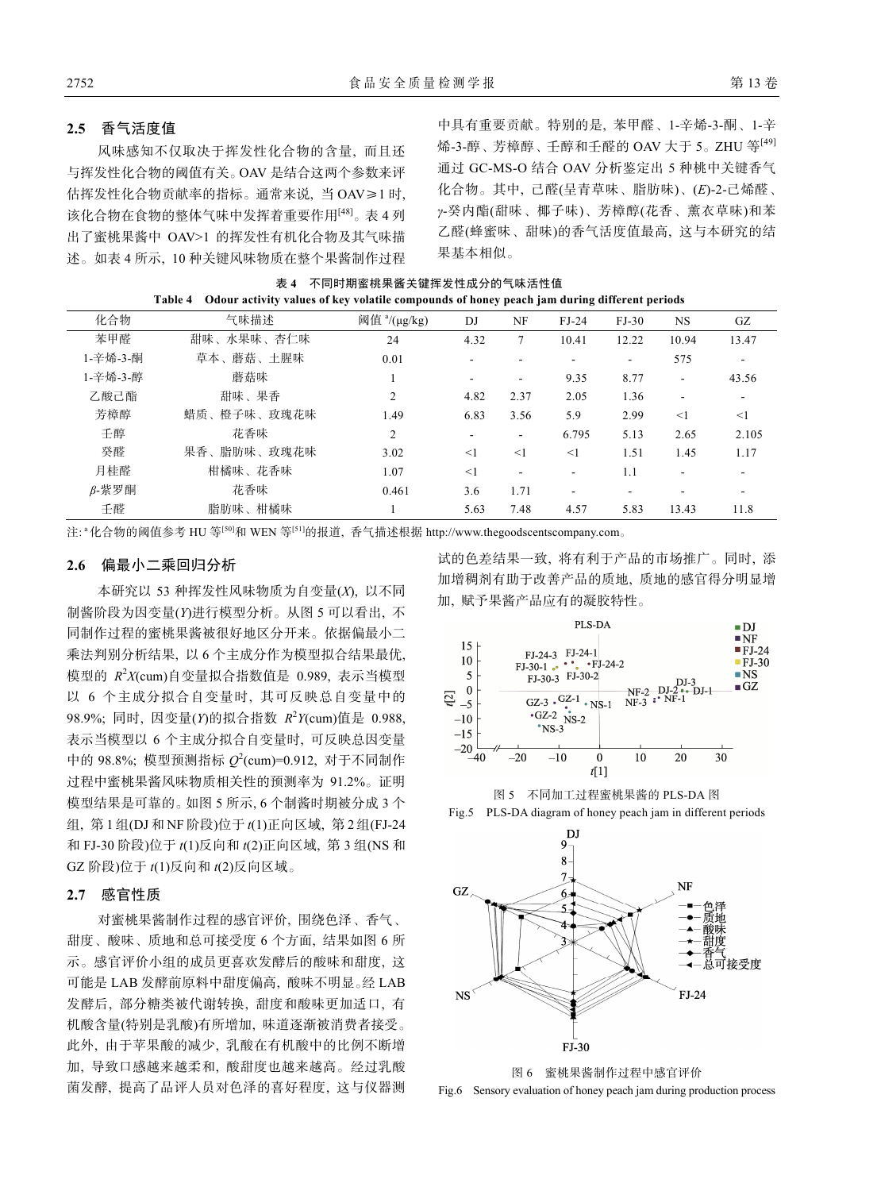### 2.5 香气活度值

风味感知不仅取决于挥发性化合物的含量，而且还与挥发性化合物的阈值有关。OAV 是结合这两个参数来评估挥发性化合物贡献率的指标。通常来说，当 OAV≥1 时，该化合物在食物的整体气味中发挥着重要作用[48]。表 4 列出了蜜桃果酱中 OAV>1 的挥发性有机化合物及其气味描述。如表 4 所示，10 种关键风味物质在整个果酱制作过程中具有重要贡献。特别的是，苯甲醛、1-辛烯-3-酮、1-辛烯-3-醇、芳樟醇、壬醇和壬醛的 OAV 大于 5。ZHU 等[49]通过 GC-MS-O 结合 OAV 分析鉴定出 5 种桃中关键香气化合物。其中，己醛(呈青草味、脂肪味)、(*E*)-2-己烯醛、*γ*-癸内酯(甜味、椰子味)、芳樟醇(花香、薰衣草味)和苯乙醛(蜂蜜味、甜味)的香气活度值最高，这与本研究的结果基本相似。

表 4　不同时期蜜桃果酱关键挥发性成分的气味活性值

Table 4　Odour activity values of key volatile compounds of honey peach jam during different periods

| 化合物 | 气味描述 | 阈值 a/(μg/kg) | DJ | NF | FJ-24 | FJ-30 | NS | GZ |
|---|---|---|---|---|---|---|---|---|
| 苯甲醛 | 甜味、水果味、杏仁味 | 24 | 4.32 | 7 | 10.41 | 12.22 | 10.94 | 13.47 |
| 1-辛烯-3-酮 | 草本、蘑菇、土腥味 | 0.01 | - | - | - | - | 575 | - |
| 1-辛烯-3-醇 | 蘑菇味 | 1 | - | - | 9.35 | 8.77 | - | 43.56 |
| 乙酸己酯 | 甜味、果香 | 2 | 4.82 | 2.37 | 2.05 | 1.36 | - | - |
| 芳樟醇 | 蜡质、橙子味、玫瑰花味 | 1.49 | 6.83 | 3.56 | 5.9 | 2.99 | <1 | <1 |
| 壬醇 | 花香味 | 2 | - | - | 6.795 | 5.13 | 2.65 | 2.105 |
| 癸醛 | 果香、脂肪味、玫瑰花味 | 3.02 | <1 | <1 | <1 | 1.51 | 1.45 | 1.17 |
| 月桂醛 | 柑橘味、花香味 | 1.07 | <1 | - | - | 1.1 | - | - |
| *β*-紫罗酮 | 花香味 | 0.461 | 3.6 | 1.71 | - | - | - | - |
| 壬醛 | 脂肪味、柑橘味 | 1 | 5.63 | 7.48 | 4.57 | 5.83 | 13.43 | 11.8 |

注：a 化合物的阈值参考 HU 等[50]和 WEN 等[51]的报道，香气描述根据 http://www.thegoodscentscompany.com。

### 2.6 偏最小二乘回归分析

本研究以 53 种挥发性风味物质为自变量(*X*)，以不同制酱阶段为因变量(*Y*)进行模型分析。从图 5 可以看出，不同制作过程的蜜桃果酱被很好地区分开来。依据偏最小二乘法判别分析结果，以 6 个主成分作为模型拟合结果最优，模型的 $R^2X$(cum)自变量拟合指数值是 0.989，表示当模型以 6 个主成分拟合自变量时，其可反映总自变量中的 98.9%；同时，因变量(*Y*)的拟合指数 $R^2Y$(cum)值是 0.988，表示当模型以 6 个主成分拟合自变量时，可反映总因变量中的 98.8%；模型预测指标 $Q^2$(cum)=0.912，对于不同制作过程中蜜桃果酱风味物质相关性的预测率为 91.2%。证明模型结果是可靠的。如图 5 所示，6 个制酱时期被分成 3 个组，第 1 组(DJ 和 NF 阶段)位于 *t*(1)正向区域，第 2 组(FJ-24 和 FJ-30 阶段)位于 *t*(1)反向和 *t*(2)正向区域，第 3 组(NS 和 GZ 阶段)位于 *t*(1)反向和 *t*(2)反向区域。

### 2.7 感官性质

对蜜桃果酱制作过程的感官评价，围绕色泽、香气、甜度、酸味、质地和总可接受度 6 个方面，结果如图 6 所示。感官评价小组的成员更喜欢发酵后的酸味和甜度，这可能是 LAB 发酵前原料中甜度偏高，酸味不明显。经 LAB 发酵后，部分糖类被代谢转换，甜度和酸味更加适口，有机酸含量(特别是乳酸)有所增加，味道逐渐被消费者接受。此外，由于苹果酸的减少，乳酸在有机酸中的比例不断增加，导致口感越来越柔和，酸甜度也越来越高。经过乳酸菌发酵，提高了品评人员对色泽的喜好程度，这与仪器测试的色差结果一致，将有利于产品的市场推广。同时，添加增稠剂有助于改善产品的质地，质地的感官得分明显增加，赋予果酱产品应有的凝胶特性。

图 5　不同加工过程蜜桃果酱的 PLS-DA 图

Fig.5　PLS-DA diagram of honey peach jam in different periods

图 6　蜜桃果酱制作过程中感官评价

Fig.6　Sensory evaluation of honey peach jam during production process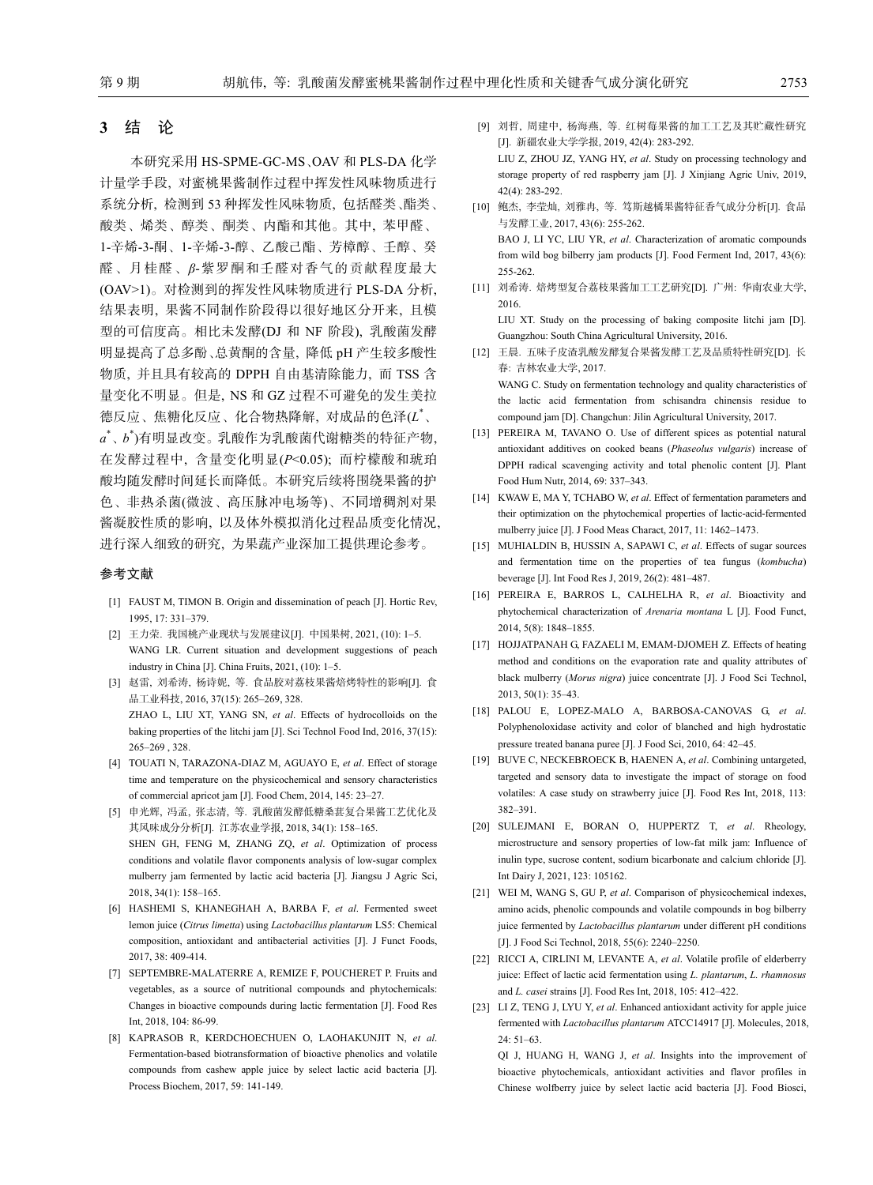## 3 结 论

本研究采用 HS-SPME-GC-MS、OAV 和 PLS-DA 化学计量学手段, 对蜜桃果酱制作过程中挥发性风味物质进行系统分析, 检测到 53 种挥发性风味物质, 包括醛类、酯类、酸类、烯类、醇类、酮类、内酯和其他。其中, 苯甲醛、1-辛烯-3-酮、1-辛烯-3-醇、乙酸己酯、芳樟醇、壬醇、癸醛、月桂醛、β-紫罗酮和壬醛对香气的贡献程度最大(OAV>1)。对检测到的挥发性风味物质进行 PLS-DA 分析, 结果表明, 果酱不同制作阶段得以很好地区分开来, 且模型的可信度高。相比未发酵(DJ 和 NF 阶段), 乳酸菌发酵明显提高了总多酚、总黄酮的含量, 降低 pH 产生较多酸性物质, 并且具有较高的 DPPH 自由基清除能力, 而 TSS 含量变化不明显。但是, NS 和 GZ 过程不可避免的发生美拉德反应、焦糖化反应、化合物热降解, 对成品的色泽($L^*$、$a^*$、$b^*$)有明显改变。乳酸作为乳酸菌代谢糖类的特征产物, 在发酵过程中, 含量变化明显($P<0.05$); 而柠檬酸和琥珀酸均随发酵时间延长而降低。本研究后续将围绕果酱的护色、非热杀菌(微波、高压脉冲电场等)、不同增稠剂对果酱凝胶性质的影响, 以及体外模拟消化过程品质变化情况, 进行深入细致的研究, 为果蔬产业深加工提供理论参考。

## 参考文献

[1] FAUST M, TIMON B. Origin and dissemination of peach [J]. Hortic Rev, 1995, 17: 331–379.

[2] 王力荣. 我国桃产业现状与发展建议[J]. 中国果树, 2021, (10): 1–5.
WANG LR. Current situation and development suggestions of peach industry in China [J]. China Fruits, 2021, (10): 1–5.

[3] 赵雷, 刘希涛, 杨诗妮, 等. 食品胶对荔枝果酱焙烤特性的影响[J]. 食品工业科技, 2016, 37(15): 265–269, 328.
ZHAO L, LIU XT, YANG SN, *et al*. Effects of hydrocolloids on the baking properties of the litchi jam [J]. Sci Technol Food Ind, 2016, 37(15): 265–269 , 328.

[4] TOUATI N, TARAZONA-DIAZ M, AGUAYO E, *et al*. Effect of storage time and temperature on the physicochemical and sensory characteristics of commercial apricot jam [J]. Food Chem, 2014, 145: 23–27.

[5] 申光辉, 冯孟, 张志清, 等. 乳酸菌发酵低糖桑葚复合果酱工艺优化及其风味成分分析[J]. 江苏农业学报, 2018, 34(1): 158–165.
SHEN GH, FENG M, ZHANG ZQ, *et al*. Optimization of process conditions and volatile flavor components analysis of low-sugar complex mulberry jam fermented by lactic acid bacteria [J]. Jiangsu J Agric Sci, 2018, 34(1): 158–165.

[6] HASHEMI S, KHANEGHAH A, BARBA F, *et al*. Fermented sweet lemon juice (*Citrus limetta*) using *Lactobacillus plantarum* LS5: Chemical composition, antioxidant and antibacterial activities [J]. J Funct Foods, 2017, 38: 409-414.

[7] SEPTEMBRE-MALATERRE A, REMIZE F, POUCHERET P. Fruits and vegetables, as a source of nutritional compounds and phytochemicals: Changes in bioactive compounds during lactic fermentation [J]. Food Res Int, 2018, 104: 86-99.

[8] KAPRASOB R, KERDCHOECHUEN O, LAOHAKUNJIT N, *et al*. Fermentation-based biotransformation of bioactive phenolics and volatile compounds from cashew apple juice by select lactic acid bacteria [J]. Process Biochem, 2017, 59: 141-149.

[9] 刘哲, 周建中, 杨海燕, 等. 红树莓果酱的加工工艺及其贮藏性研究[J]. 新疆农业大学学报, 2019, 42(4): 283-292.
LIU Z, ZHOU JZ, YANG HY, *et al*. Study on processing technology and storage property of red raspberry jam [J]. J Xinjiang Agric Univ, 2019, 42(4): 283-292.

[10] 鲍杰, 李莹灿, 刘雅冉, 等. 笃斯越橘果酱特征香气成分分析[J]. 食品与发酵工业, 2017, 43(6): 255-262.
BAO J, LI YC, LIU YR, *et al*. Characterization of aromatic compounds from wild bog bilberry jam products [J]. Food Ferment Ind, 2017, 43(6): 255-262.

[11] 刘希涛. 焙烤型复合荔枝果酱加工工艺研究[D]. 广州: 华南农业大学, 2016.
LIU XT. Study on the processing of baking composite litchi jam [D]. Guangzhou: South China Agricultural University, 2016.

[12] 王晨. 五味子皮渣乳酸发酵复合果酱发酵工艺及品质特性研究[D]. 长春: 吉林农业大学, 2017.
WANG C. Study on fermentation technology and quality characteristics of the lactic acid fermentation from schisandra chinensis residue to compound jam [D]. Changchun: Jilin Agricultural University, 2017.

[13] PEREIRA M, TAVANO O. Use of different spices as potential natural antioxidant additives on cooked beans (*Phaseolus vulgaris*) increase of DPPH radical scavenging activity and total phenolic content [J]. Plant Food Hum Nutr, 2014, 69: 337–343.

[14] KWAW E, MA Y, TCHABO W, *et al*. Effect of fermentation parameters and their optimization on the phytochemical properties of lactic-acid-fermented mulberry juice [J]. J Food Meas Charact, 2017, 11: 1462–1473.

[15] MUHIALDIN B, HUSSIN A, SAPAWI C, *et al*. Effects of sugar sources and fermentation time on the properties of tea fungus (*kombucha*) beverage [J]. Int Food Res J, 2019, 26(2): 481–487.

[16] PEREIRA E, BARROS L, CALHELHA R, *et al*. Bioactivity and phytochemical characterization of *Arenaria montana* L [J]. Food Funct, 2014, 5(8): 1848–1855.

[17] HOJJATPANAH G, FAZAELI M, EMAM-DJOMEH Z. Effects of heating method and conditions on the evaporation rate and quality attributes of black mulberry (*Morus nigra*) juice concentrate [J]. J Food Sci Technol, 2013, 50(1): 35–43.

[18] PALOU E, LOPEZ-MALO A, BARBOSA-CANOVAS G, *et al*. Polyphenoloxidase activity and color of blanched and high hydrostatic pressure treated banana puree [J]. J Food Sci, 2010, 64: 42–45.

[19] BUVE C, NECKEBROECK B, HAENEN A, *et al*. Combining untargeted, targeted and sensory data to investigate the impact of storage on food volatiles: A case study on strawberry juice [J]. Food Res Int, 2018, 113: 382–391.

[20] SULEJMANI E, BORAN O, HUPPERTZ T, *et al*. Rheology, microstructure and sensory properties of low-fat milk jam: Influence of inulin type, sucrose content, sodium bicarbonate and calcium chloride [J]. Int Dairy J, 2021, 123: 105162.

[21] WEI M, WANG S, GU P, *et al*. Comparison of physicochemical indexes, amino acids, phenolic compounds and volatile compounds in bog bilberry juice fermented by *Lactobacillus plantarum* under different pH conditions [J]. J Food Sci Technol, 2018, 55(6): 2240–2250.

[22] RICCI A, CIRLINI M, LEVANTE A, *et al*. Volatile profile of elderberry juice: Effect of lactic acid fermentation using *L. plantarum*, *L. rhamnosus* and *L. casei* strains [J]. Food Res Int, 2018, 105: 412–422.

[23] LI Z, TENG J, LYU Y, *et al*. Enhanced antioxidant activity for apple juice fermented with *Lactobacillus plantarum* ATCC14917 [J]. Molecules, 2018, 24: 51–63.
QI J, HUANG H, WANG J, *et al*. Insights into the improvement of bioactive phytochemicals, antioxidant activities and flavor profiles in Chinese wolfberry juice by select lactic acid bacteria [J]. Food Biosci,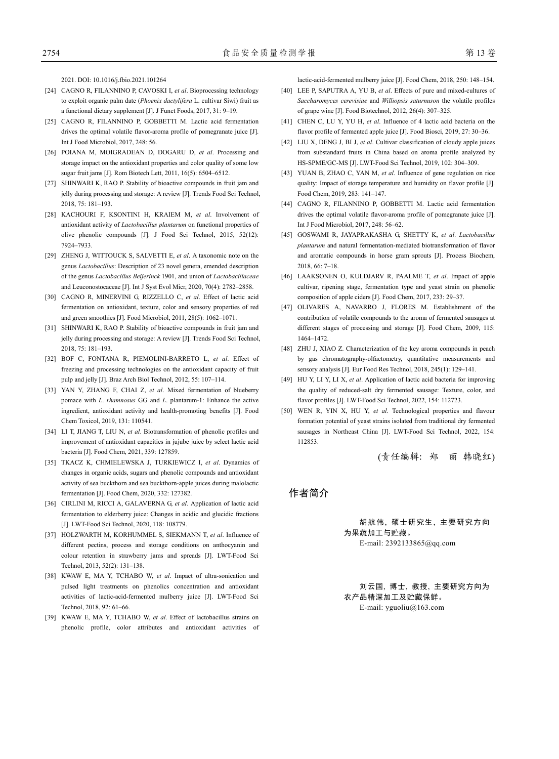2021. DOI: 10.1016/j.fbio.2021.101264

[24] CAGNO R, FILANNINO P, CAVOSKI I, *et al*. Bioprocessing technology to exploit organic palm date (*Phoenix dactylifera* L. cultivar Siwi) fruit as a functional dietary supplement [J]. J Funct Foods, 2017, 31: 9–19.

[25] CAGNO R, FILANNINO P, GOBBETTI M. Lactic acid fermentation drives the optimal volatile flavor-aroma profile of pomegranate juice [J]. Int J Food Microbiol, 2017, 248: 56.

[26] POIANA M, MOIGRADEAN D, DOGARU D, *et al*. Processing and storage impact on the antioxidant properties and color quality of some low sugar fruit jams [J]. Rom Biotech Lett, 2011, 16(5): 6504–6512.

[27] SHINWARI K, RAO P. Stability of bioactive compounds in fruit jam and jelly during processing and storage: A review [J]. Trends Food Sci Technol, 2018, 75: 181–193.

[28] KACHOURI F, KSONTINI H, KRAIEM M, *et al*. Involvement of antioxidant activity of *Lactobacillus plantarum* on functional properties of olive phenolic compounds [J]. J Food Sci Technol, 2015, 52(12): 7924–7933.

[29] ZHENG J, WITTOUCK S, SALVETTI E, *et al*. A taxonomic note on the genus *Lactobacillus*: Description of 23 novel genera, emended description of the genus *Lactobacillus Beijerinck* 1901, and union of *Lactobacillaceae* and Leuconostocaceae [J]. Int J Syst Evol Micr, 2020, 70(4): 2782–2858.

[30] CAGNO R, MINERVINI G, RIZZELLO C, *et al*. Effect of lactic acid fermentation on antioxidant, texture, color and sensory properties of red and green smoothies [J]. Food Microbiol, 2011, 28(5): 1062–1071.

[31] SHINWARI K, RAO P. Stability of bioactive compounds in fruit jam and jelly during processing and storage: A review [J]. Trends Food Sci Technol, 2018, 75: 181–193.

[32] BOF C, FONTANA R, PIEMOLINI-BARRETO L, *et al*. Effect of freezing and processing technologies on the antioxidant capacity of fruit pulp and jelly [J]. Braz Arch Biol Technol, 2012, 55: 107–114.

[33] YAN Y, ZHANG F, CHAI Z, *et al*. Mixed fermentation of blueberry pomace with *L. rhamnosus* GG and *L.* plantarum-1: Enhance the active ingredient, antioxidant activity and health-promoting benefits [J]. Food Chem Toxicol, 2019, 131: 110541.

[34] LI T, JIANG T, LIU N, *et al*. Biotransformation of phenolic profiles and improvement of antioxidant capacities in jujube juice by select lactic acid bacteria [J]. Food Chem, 2021, 339: 127859.

[35] TKACZ K, CHMIELEWSKA J, TURKIEWICZ I, *et al*. Dynamics of changes in organic acids, sugars and phenolic compounds and antioxidant activity of sea buckthorn and sea buckthorn-apple juices during malolactic fermentation [J]. Food Chem, 2020, 332: 127382.

[36] CIRLINI M, RICCI A, GALAVERNA G, *et al*. Application of lactic acid fermentation to elderberry juice: Changes in acidic and glucidic fractions [J]. LWT-Food Sci Technol, 2020, 118: 108779.

[37] HOLZWARTH M, KORHUMMEL S, SIEKMANN T, *et al*. Influence of different pectins, process and storage conditions on anthocyanin and colour retention in strawberry jams and spreads [J]. LWT-Food Sci Technol, 2013, 52(2): 131–138.

[38] KWAW E, MA Y, TCHABO W, *et al*. Impact of ultra-sonication and pulsed light treatments on phenolics concentration and antioxidant activities of lactic-acid-fermented mulberry juice [J]. LWT-Food Sci Technol, 2018, 92: 61–66.

[39] KWAW E, MA Y, TCHABO W, *et al*. Effect of lactobacillus strains on phenolic profile, color attributes and antioxidant activities of lactic-acid-fermented mulberry juice [J]. Food Chem, 2018, 250: 148–154.

[40] LEE P, SAPUTRA A, YU B, *et al*. Effects of pure and mixed-cultures of *Saccharomyces cerevisiae* and *Williopsis saturnuson* the volatile profiles of grape wine [J]. Food Biotechnol, 2012, 26(4): 307–325.

[41] CHEN C, LU Y, YU H, *et al*. Influence of 4 lactic acid bacteria on the flavor profile of fermented apple juice [J]. Food Biosci, 2019, 27: 30–36.

[42] LIU X, DENG J, BI J, *et al*. Cultivar classification of cloudy apple juices from substandard fruits in China based on aroma profile analyzed by HS-SPME/GC-MS [J]. LWT-Food Sci Technol, 2019, 102: 304–309.

[43] YUAN B, ZHAO C, YAN M, *et al*. Influence of gene regulation on rice quality: Impact of storage temperature and humidity on flavor profile [J]. Food Chem, 2019, 283: 141–147.

[44] CAGNO R, FILANNINO P, GOBBETTI M. Lactic acid fermentation drives the optimal volatile flavor-aroma profile of pomegranate juice [J]. Int J Food Microbiol, 2017, 248: 56–62.

[45] GOSWAMI R, JAYAPRAKASHA G, SHETTY K, *et al*. *Lactobacillus plantarum* and natural fermentation-mediated biotransformation of flavor and aromatic compounds in horse gram sprouts [J]. Process Biochem, 2018, 66: 7–18.

[46] LAAKSONEN O, KULDJARV R, PAALME T, *et al*. Impact of apple cultivar, ripening stage, fermentation type and yeast strain on phenolic composition of apple ciders [J]. Food Chem, 2017, 233: 29–37.

[47] OLIVARES A, NAVARRO J, FLORES M. Establishment of the contribution of volatile compounds to the aroma of fermented sausages at different stages of processing and storage [J]. Food Chem, 2009, 115: 1464–1472.

[48] ZHU J, XIAO Z. Characterization of the key aroma compounds in peach by gas chromatography-olfactometry, quantitative measurements and sensory analysis [J]. Eur Food Res Technol, 2018, 245(1): 129–141.

[49] HU Y, LI Y, LI X, *et al*. Application of lactic acid bacteria for improving the quality of reduced-salt dry fermented sausage: Texture, color, and flavor profiles [J]. LWT-Food Sci Technol, 2022, 154: 112723.

[50] WEN R, YIN X, HU Y, *et al*. Technological properties and flavour formation potential of yeast strains isolated from traditional dry fermented sausages in Northeast China [J]. LWT-Food Sci Technol, 2022, 154: 112853.

(责任编辑: 郑　丽 韩晓红)

## 作者简介

胡航伟, 硕士研究生, 主要研究方向为果蔬加工与贮藏。
E-mail: 2392133865@qq.com

刘云国, 博士, 教授, 主要研究方向为农产品精深加工及贮藏保鲜。
E-mail: yguoliu@163.com